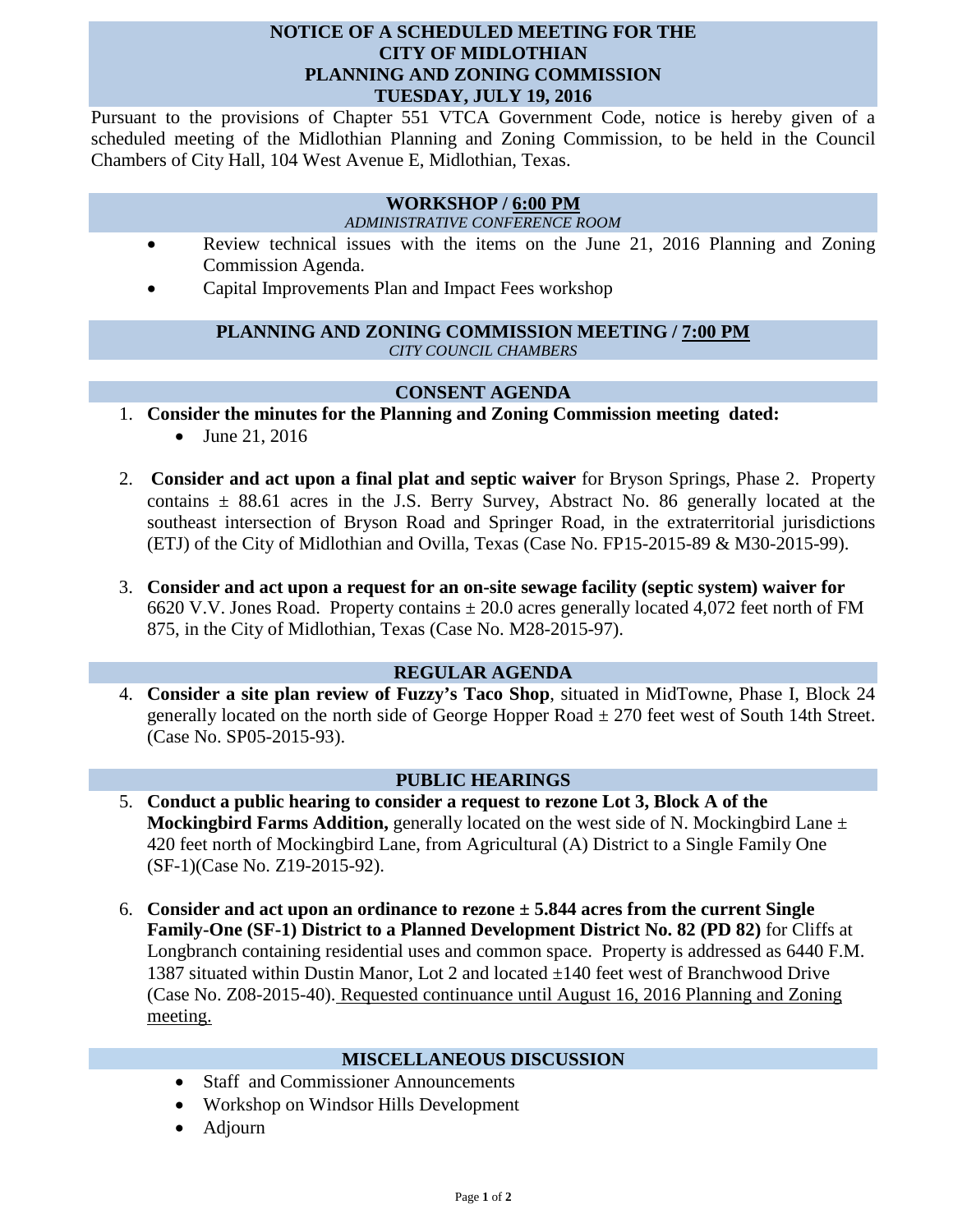# NOTICE OF A SCHEDULED MEETING FOR THE CITY OF MIDLOTHIAN PLANNING AND ZONING COMMISSION TUESDAY, JULY 19, 2016

Pursuant to the provisions of Chapter 551 VTCA Government Code, notice is hereby given of a scheduled meeting of the Midlothian Planning and Zoning Commission, to be held in the Council Chambers of City Hall, 104 West Avenue E, Midlothian, Texas.

## WORKSHOP / 6:00 PM

*ADMINISTRATIVE CONFERENCE ROOM*

- Review technical issues with the items on the June 21, 2016 Planning and Zoning Commission Agenda.
- Capital Improvements Plan and Impact Fees workshop

## PLANNING AND ZONING COMMISSION MEETING / 7:00 PM

*CITY COUNCIL CHAMBERS*

## CONSENT AGENDA

1. **Consider the minutes for the Planning and Zoning Commission meeting dated:**
   - June 21, 2016

2. **Consider and act upon a final plat and septic waiver** for Bryson Springs, Phase 2. Property contains ± 88.61 acres in the J.S. Berry Survey, Abstract No. 86 generally located at the southeast intersection of Bryson Road and Springer Road, in the extraterritorial jurisdictions (ETJ) of the City of Midlothian and Ovilla, Texas (Case No. FP15-2015-89 & M30-2015-99).

3. **Consider and act upon a request for an on-site sewage facility (septic system) waiver for** 6620 V.V. Jones Road. Property contains ± 20.0 acres generally located 4,072 feet north of FM 875, in the City of Midlothian, Texas (Case No. M28-2015-97).

## REGULAR AGENDA

4. **Consider a site plan review of Fuzzy's Taco Shop**, situated in MidTowne, Phase I, Block 24 generally located on the north side of George Hopper Road ± 270 feet west of South 14th Street. (Case No. SP05-2015-93).

## PUBLIC HEARINGS

5. **Conduct a public hearing to consider a request to rezone Lot 3, Block A of the Mockingbird Farms Addition,** generally located on the west side of N. Mockingbird Lane ± 420 feet north of Mockingbird Lane, from Agricultural (A) District to a Single Family One (SF-1)(Case No. Z19-2015-92).

6. **Consider and act upon an ordinance to rezone ± 5.844 acres from the current Single Family-One (SF-1) District to a Planned Development District No. 82 (PD 82)** for Cliffs at Longbranch containing residential uses and common space. Property is addressed as 6440 F.M. 1387 situated within Dustin Manor, Lot 2 and located ±140 feet west of Branchwood Drive (Case No. Z08-2015-40). Requested continuance until August 16, 2016 Planning and Zoning meeting.

## MISCELLANEOUS DISCUSSION

- Staff and Commissioner Announcements
- Workshop on Windsor Hills Development
- Adjourn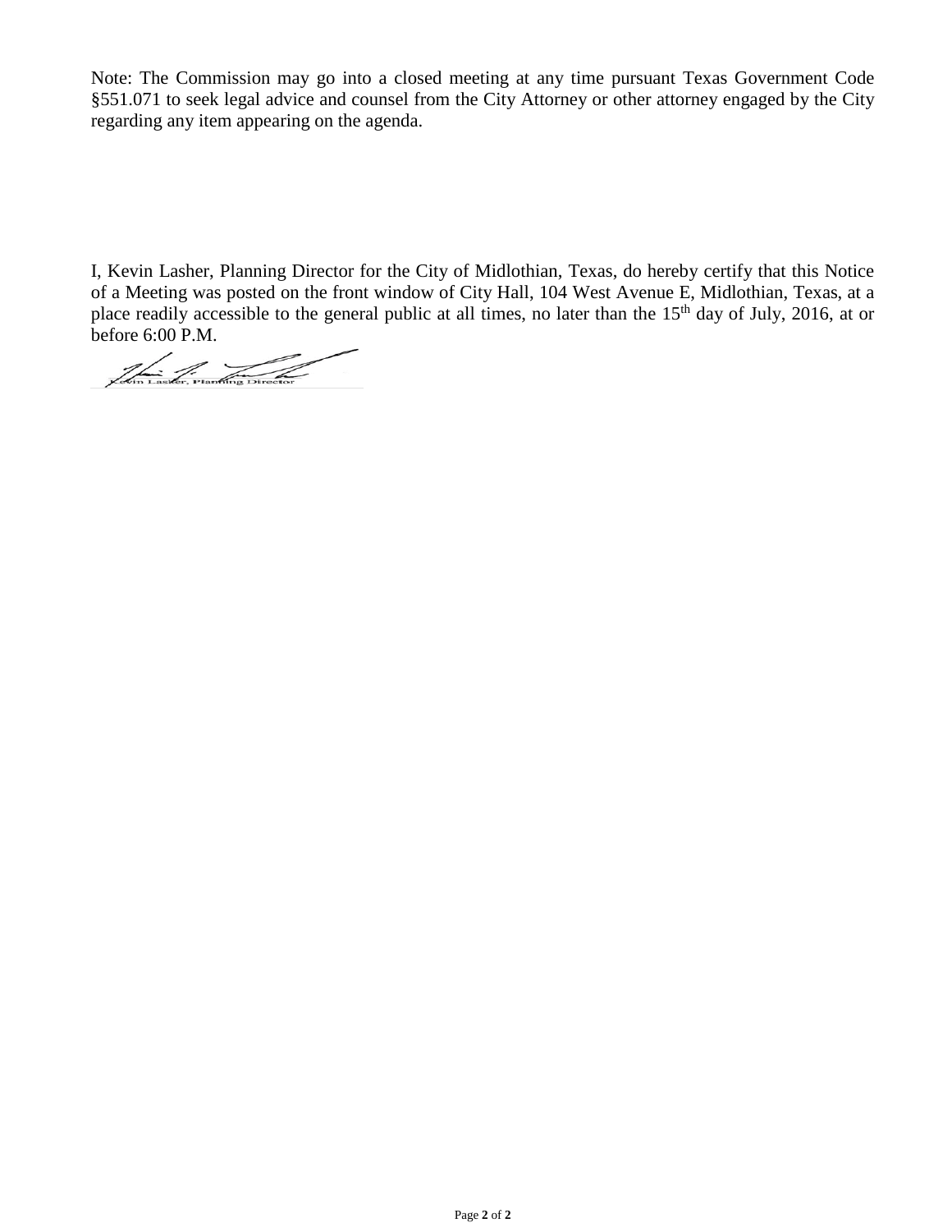Note: The Commission may go into a closed meeting at any time pursuant Texas Government Code §551.071 to seek legal advice and counsel from the City Attorney or other attorney engaged by the City regarding any item appearing on the agenda.

I, Kevin Lasher, Planning Director for the City of Midlothian, Texas, do hereby certify that this Notice of a Meeting was posted on the front window of City Hall, 104 West Avenue E, Midlothian, Texas, at a place readily accessible to the general public at all times, no later than the 15th day of July, 2016, at or before 6:00 P.M.

Kevin Lasher, Planning Director